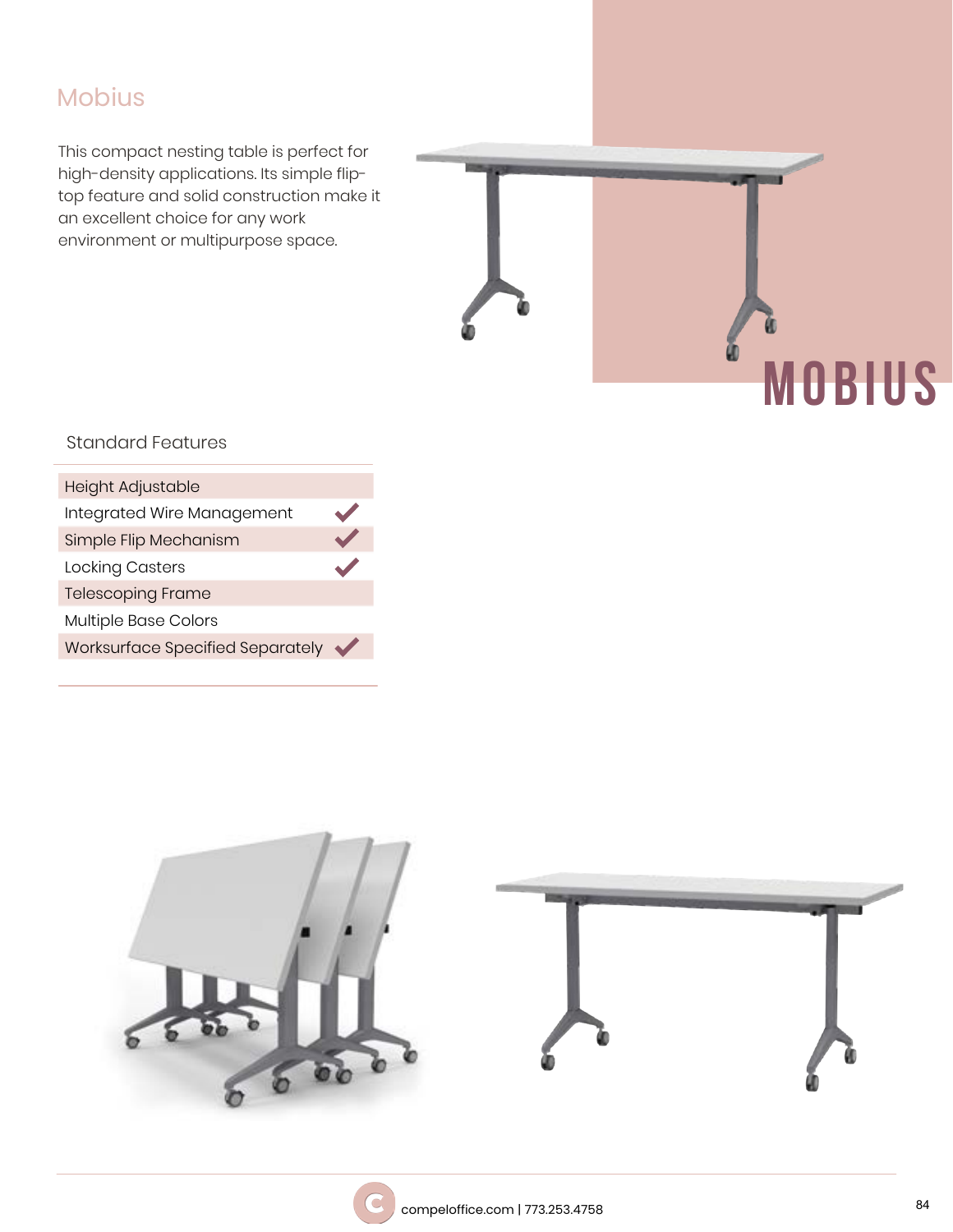# Mobius

This compact nesting table is perfect for high-density applications. Its simple flip-top feature and solid construction make it an excellent choice for any work environment or multipurpose space.

MOBIUS

## Standard Features

| Feature | |
|---|---|
| Height Adjustable | |
| Integrated Wire Management | ✓ |
| Simple Flip Mechanism | ✓ |
| Locking Casters | ✓ |
| Telescoping Frame | |
| Multiple Base Colors | |
| Worksurface Specified Separately | ✓ |

compeloffice.com | 773.253.4758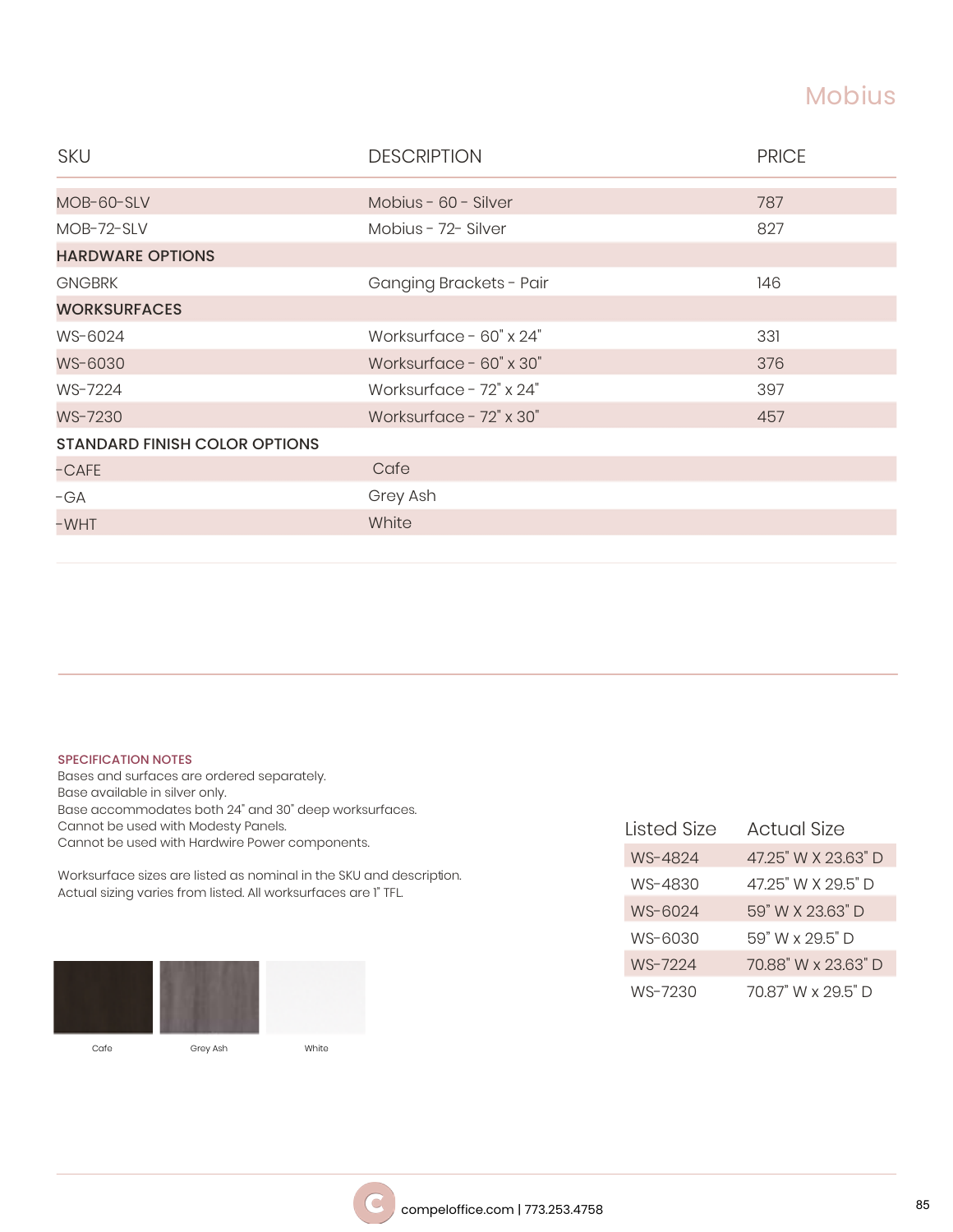# Mobius

| SKU | DESCRIPTION | PRICE |
| --- | --- | --- |
| MOB-60-SLV | Mobius - 60 - Silver | 787 |
| MOB-72-SLV | Mobius - 72- Silver | 827 |
| **HARDWARE OPTIONS** | | |
| GNGBRK | Ganging Brackets - Pair | 146 |
| **WORKSURFACES** | | |
| WS-6024 | Worksurface - 60" x 24" | 331 |
| WS-6030 | Worksurface - 60" x 30" | 376 |
| WS-7224 | Worksurface - 72" x 24" | 397 |
| WS-7230 | Worksurface - 72" x 30" | 457 |
| **STANDARD FINISH COLOR OPTIONS** | | |
| -CAFE | Cafe | |
| -GA | Grey Ash | |
| -WHT | White | |

**SPECIFICATION NOTES**

Bases and surfaces are ordered separately.
Base available in silver only.
Base accommodates both 24" and 30" deep worksurfaces.
Cannot be used with Modesty Panels.
Cannot be used with Hardwire Power components.

Worksurface sizes are listed as nominal in the SKU and description.
Actual sizing varies from listed. All worksurfaces are 1" TFL.

Cafe

Grey Ash

White

| Listed Size | Actual Size |
| --- | --- |
| WS-4824 | 47.25" W X 23.63" D |
| WS-4830 | 47.25" W X 29.5" D |
| WS-6024 | 59" W X 23.63" D |
| WS-6030 | 59" W x 29.5" D |
| WS-7224 | 70.88" W x 23.63" D |
| WS-7230 | 70.87" W x 29.5" D |

compeloffice.com | 773.253.4758